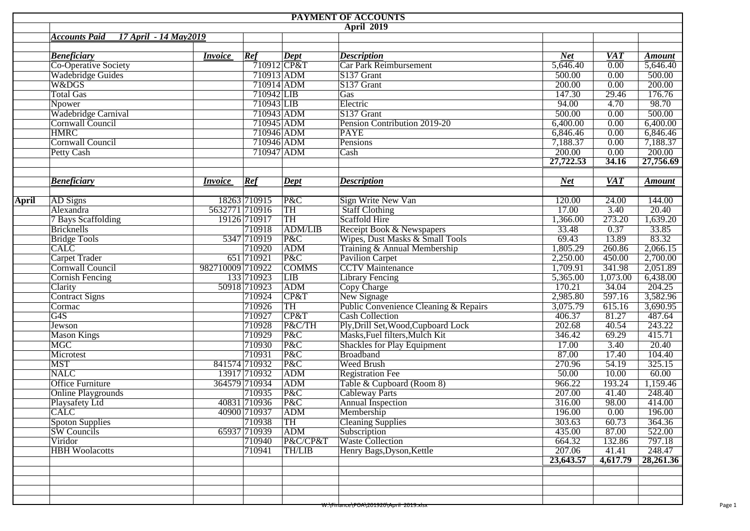# PAYMENT OF ACCOUNTS

## April 2019

***Accounts Paid 17 April - 14 May2019***

| | *Beneficiary* | *Invoice* | *Ref* | *Dept* | *Description* | *Net* | *VAT* | *Amount* |
|---|---|---|---|---|---|---|---|---|
| | Co-Operative Society | | 710912 | CP&T | Car Park Reimbursement | 5,646.40 | 0.00 | 5,646.40 |
| | Wadebridge Guides | | 710913 | ADM | S137 Grant | 500.00 | 0.00 | 500.00 |
| | W&DGS | | 710914 | ADM | S137 Grant | 200.00 | 0.00 | 200.00 |
| | Total Gas | | 710942 | LIB | Gas | 147.30 | 29.46 | 176.76 |
| | Npower | | 710943 | LIB | Electric | 94.00 | 4.70 | 98.70 |
| | Wadebridge Carnival | | 710943 | ADM | S137 Grant | 500.00 | 0.00 | 500.00 |
| | Cornwall Council | | 710945 | ADM | Pension Contribution 2019-20 | 6,400.00 | 0.00 | 6,400.00 |
| | HMRC | | 710946 | ADM | PAYE | 6,846.46 | 0.00 | 6,846.46 |
| | Cornwall Council | | 710946 | ADM | Pensions | 7,188.37 | 0.00 | 7,188.37 |
| | Petty Cash | | 710947 | ADM | Cash | 200.00 | 0.00 | 200.00 |
| | | | | | | **27,722.53** | **34.16** | **27,756.69** |

| | *Beneficiary* | *Invoice* | *Ref* | *Dept* | *Description* | *Net* | *VAT* | *Amount* |
|---|---|---|---|---|---|---|---|---|
| **April** | AD Signs | 18263 | 710915 | P&C | Sign Write New Van | 120.00 | 24.00 | 144.00 |
| | Alexandra | 5632771 | 710916 | TH | Staff Clothing | 17.00 | 3.40 | 20.40 |
| | 7 Bays Scaffolding | 19126 | 710917 | TH | Scaffold Hire | 1,366.00 | 273.20 | 1,639.20 |
| | Bricknells | | 710918 | ADM/LIB | Receipt Book & Newspapers | 33.48 | 0.37 | 33.85 |
| | Bridge Tools | 5347 | 710919 | P&C | Wipes, Dust Masks & Small Tools | 69.43 | 13.89 | 83.32 |
| | CALC | | 710920 | ADM | Training & Annual Membership | 1,805.29 | 260.86 | 2,066.15 |
| | Carpet Trader | 651 | 710921 | P&C | Pavilion Carpet | 2,250.00 | 450.00 | 2,700.00 |
| | Cornwall Council | 982710009 | 710922 | COMMS | CCTV Maintenance | 1,709.91 | 341.98 | 2,051.89 |
| | Cornish Fencing | 133 | 710923 | LIB | Library Fencing | 5,365.00 | 1,073.00 | 6,438.00 |
| | Clarity | 50918 | 710923 | ADM | Copy Charge | 170.21 | 34.04 | 204.25 |
| | Contract Signs | | 710924 | CP&T | New Signage | 2,985.80 | 597.16 | 3,582.96 |
| | Cormac | | 710926 | TH | Public Convenience Cleaning & Repairs | 3,075.79 | 615.16 | 3,690.95 |
| | G4S | | 710927 | CP&T | Cash Collection | 406.37 | 81.27 | 487.64 |
| | Jewson | | 710928 | P&C/TH | Ply,Drill Set,Wood,Cupboard Lock | 202.68 | 40.54 | 243.22 |
| | Mason Kings | | 710929 | P&C | Masks,Fuel filters,Mulch Kit | 346.42 | 69.29 | 415.71 |
| | MGC | | 710930 | P&C | Shackles for Play Equipment | 17.00 | 3.40 | 20.40 |
| | Microtest | | 710931 | P&C | Broadband | 87.00 | 17.40 | 104.40 |
| | MST | 841574 | 710932 | P&C | Weed Brush | 270.96 | 54.19 | 325.15 |
| | NALC | 13917 | 710932 | ADM | Registration Fee | 50.00 | 10.00 | 60.00 |
| | Office Furniture | 364579 | 710934 | ADM | Table & Cupboard (Room 8) | 966.22 | 193.24 | 1,159.46 |
| | Online Playgrounds | | 710935 | P&C | Cableway Parts | 207.00 | 41.40 | 248.40 |
| | Playsafety Ltd | 40831 | 710936 | P&C | Annual Inspection | 316.00 | 98.00 | 414.00 |
| | CALC | 40900 | 710937 | ADM | Membership | 196.00 | 0.00 | 196.00 |
| | Spoton Supplies | | 710938 | TH | Cleaning Supplies | 303.63 | 60.73 | 364.36 |
| | SW Councils | 65937 | 710939 | ADM | Subscription | 435.00 | 87.00 | 522.00 |
| | Viridor | | 710940 | P&C/CP&T | Waste Collection | 664.32 | 132.86 | 797.18 |
| | HBH Woolacotts | | 710941 | TH/LIB | Henry Bags,Dyson,Kettle | 207.06 | 41.41 | 248.47 |
| | | | | | | **23,643.57** | **4,617.79** | **28,261.36** |

W:\Finance\POA\201920\April 2019.xlsx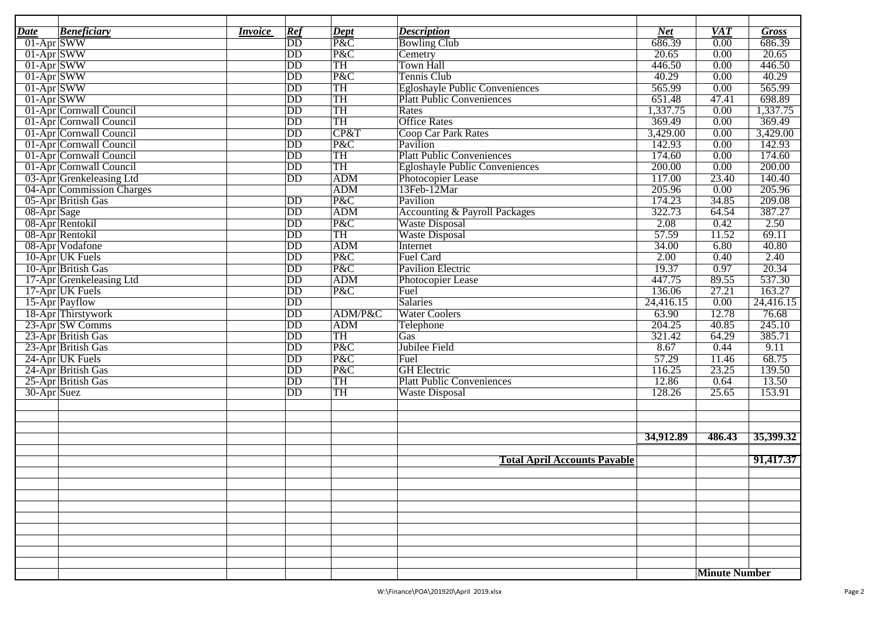| Date | Beneficiary | Invoice | Ref | Dept | Description | Net | VAT | Gross |
|---|---|---|---|---|---|---|---|---|
| 01-Apr | SWW | | DD | P&C | Bowling Club | 686.39 | 0.00 | 686.39 |
| 01-Apr | SWW | | DD | P&C | Cemetry | 20.65 | 0.00 | 20.65 |
| 01-Apr | SWW | | DD | TH | Town Hall | 446.50 | 0.00 | 446.50 |
| 01-Apr | SWW | | DD | P&C | Tennis Club | 40.29 | 0.00 | 40.29 |
| 01-Apr | SWW | | DD | TH | Egloshayle Public Conveniences | 565.99 | 0.00 | 565.99 |
| 01-Apr | SWW | | DD | TH | Platt Public Conveniences | 651.48 | 47.41 | 698.89 |
| 01-Apr | Cornwall Council | | DD | TH | Rates | 1,337.75 | 0.00 | 1,337.75 |
| 01-Apr | Cornwall Council | | DD | TH | Office Rates | 369.49 | 0.00 | 369.49 |
| 01-Apr | Cornwall Council | | DD | CP&T | Coop Car Park Rates | 3,429.00 | 0.00 | 3,429.00 |
| 01-Apr | Cornwall Council | | DD | P&C | Pavilion | 142.93 | 0.00 | 142.93 |
| 01-Apr | Cornwall Council | | DD | TH | Platt Public Conveniences | 174.60 | 0.00 | 174.60 |
| 01-Apr | Cornwall Council | | DD | TH | Egloshayle Public Conveniences | 200.00 | 0.00 | 200.00 |
| 03-Apr | Grenkeleasing Ltd | | DD | ADM | Photocopier Lease | 117.00 | 23.40 | 140.40 |
| 04-Apr | Commission Charges | | | ADM | 13Feb-12Mar | 205.96 | 0.00 | 205.96 |
| 05-Apr | British Gas | | DD | P&C | Pavilion | 174.23 | 34.85 | 209.08 |
| 08-Apr | Sage | | DD | ADM | Accounting & Payroll Packages | 322.73 | 64.54 | 387.27 |
| 08-Apr | Rentokil | | DD | P&C | Waste Disposal | 2.08 | 0.42 | 2.50 |
| 08-Apr | Rentokil | | DD | TH | Waste Disposal | 57.59 | 11.52 | 69.11 |
| 08-Apr | Vodafone | | DD | ADM | Internet | 34.00 | 6.80 | 40.80 |
| 10-Apr | UK Fuels | | DD | P&C | Fuel Card | 2.00 | 0.40 | 2.40 |
| 10-Apr | British Gas | | DD | P&C | Pavilion Electric | 19.37 | 0.97 | 20.34 |
| 17-Apr | Grenkeleasing Ltd | | DD | ADM | Photocopier Lease | 447.75 | 89.55 | 537.30 |
| 17-Apr | UK Fuels | | DD | P&C | Fuel | 136.06 | 27.21 | 163.27 |
| 15-Apr | Payflow | | DD | | Salaries | 24,416.15 | 0.00 | 24,416.15 |
| 18-Apr | Thirstywork | | DD | ADM/P&C | Water Coolers | 63.90 | 12.78 | 76.68 |
| 23-Apr | SW Comms | | DD | ADM | Telephone | 204.25 | 40.85 | 245.10 |
| 23-Apr | British Gas | | DD | TH | Gas | 321.42 | 64.29 | 385.71 |
| 23-Apr | British Gas | | DD | P&C | Jubilee Field | 8.67 | 0.44 | 9.11 |
| 24-Apr | UK Fuels | | DD | P&C | Fuel | 57.29 | 11.46 | 68.75 |
| 24-Apr | British Gas | | DD | P&C | GH Electric | 116.25 | 23.25 | 139.50 |
| 25-Apr | British Gas | | DD | TH | Platt Public Conveniences | 12.86 | 0.64 | 13.50 |
| 30-Apr | Suez | | DD | TH | Waste Disposal | 128.26 | 25.65 | 153.91 |
| | | | | | | **34,912.89** | **486.43** | **35,399.32** |
| | | | | | **Total April Accounts Payable** | | | **91,417.37** |
| | | | | | | | **Minute Number** | |

W:\Finance\POA\201920\April 2019.xlsx